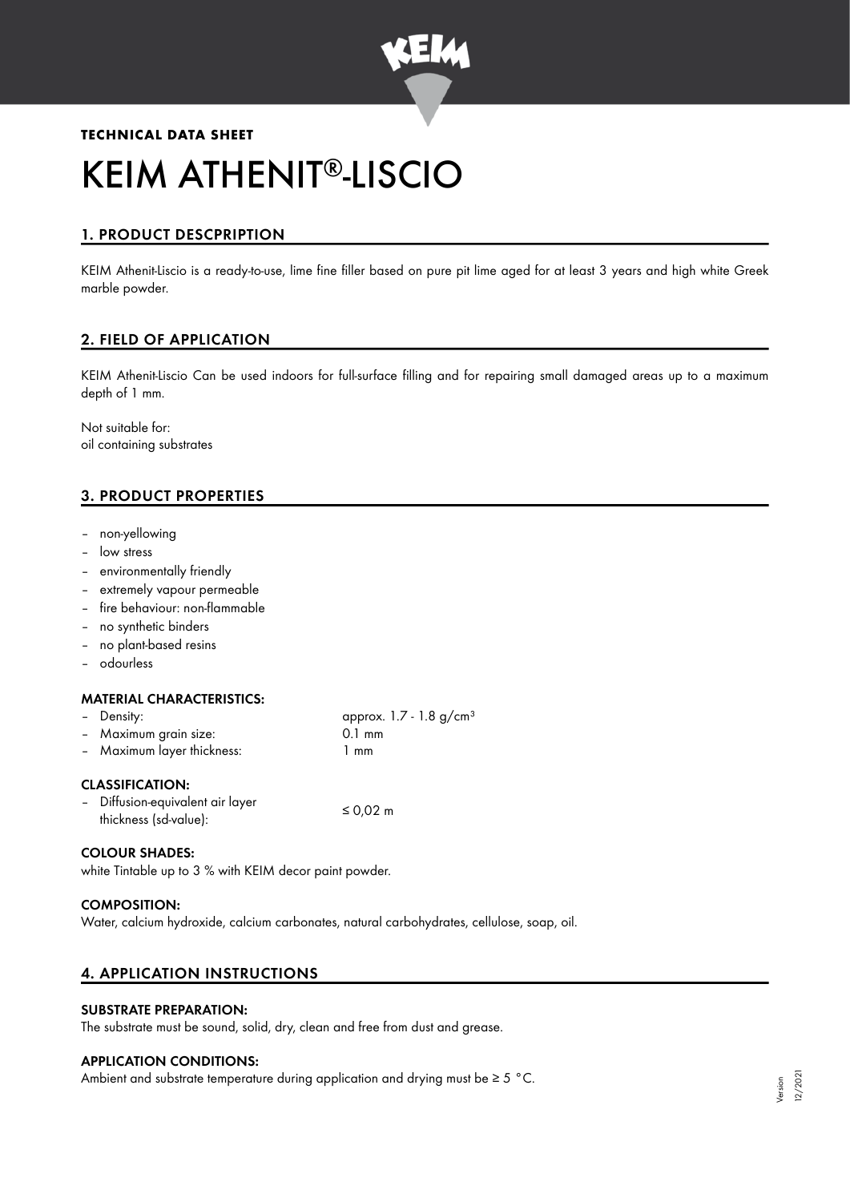**TECHNICAL DATA SHEET**

# KEIM ATHENIT®-LISCIO

## 1. PRODUCT DESCPRIPTION

KEIM Athenit-Liscio is a ready-to-use, lime fine filler based on pure pit lime aged for at least 3 years and high white Greek marble powder.

## 2. FIELD OF APPLICATION

KEIM Athenit-Liscio Can be used indoors for full-surface filling and for repairing small damaged areas up to a maximum depth of 1 mm.

Not suitable for:
oil containing substrates

## 3. PRODUCT PROPERTIES

- non-yellowing
- low stress
- environmentally friendly
- extremely vapour permeable
- fire behaviour: non-flammable
- no synthetic binders
- no plant-based resins
- odourless

### MATERIAL CHARACTERISTICS:

| | |
|---|---|
| – Density: | approx. 1.7 - 1.8 g/cm³ |
| – Maximum grain size: | 0.1 mm |
| – Maximum layer thickness: | 1 mm |

### CLASSIFICATION:

| | |
|---|---|
| – Diffusion-equivalent air layer thickness (sd-value): | ≤ 0,02 m |

### COLOUR SHADES:

white Tintable up to 3 % with KEIM decor paint powder.

### COMPOSITION:

Water, calcium hydroxide, calcium carbonates, natural carbohydrates, cellulose, soap, oil.

## 4. APPLICATION INSTRUCTIONS

### SUBSTRATE PREPARATION:

The substrate must be sound, solid, dry, clean and free from dust and grease.

### APPLICATION CONDITIONS:

Ambient and substrate temperature during application and drying must be ≥ 5 °C.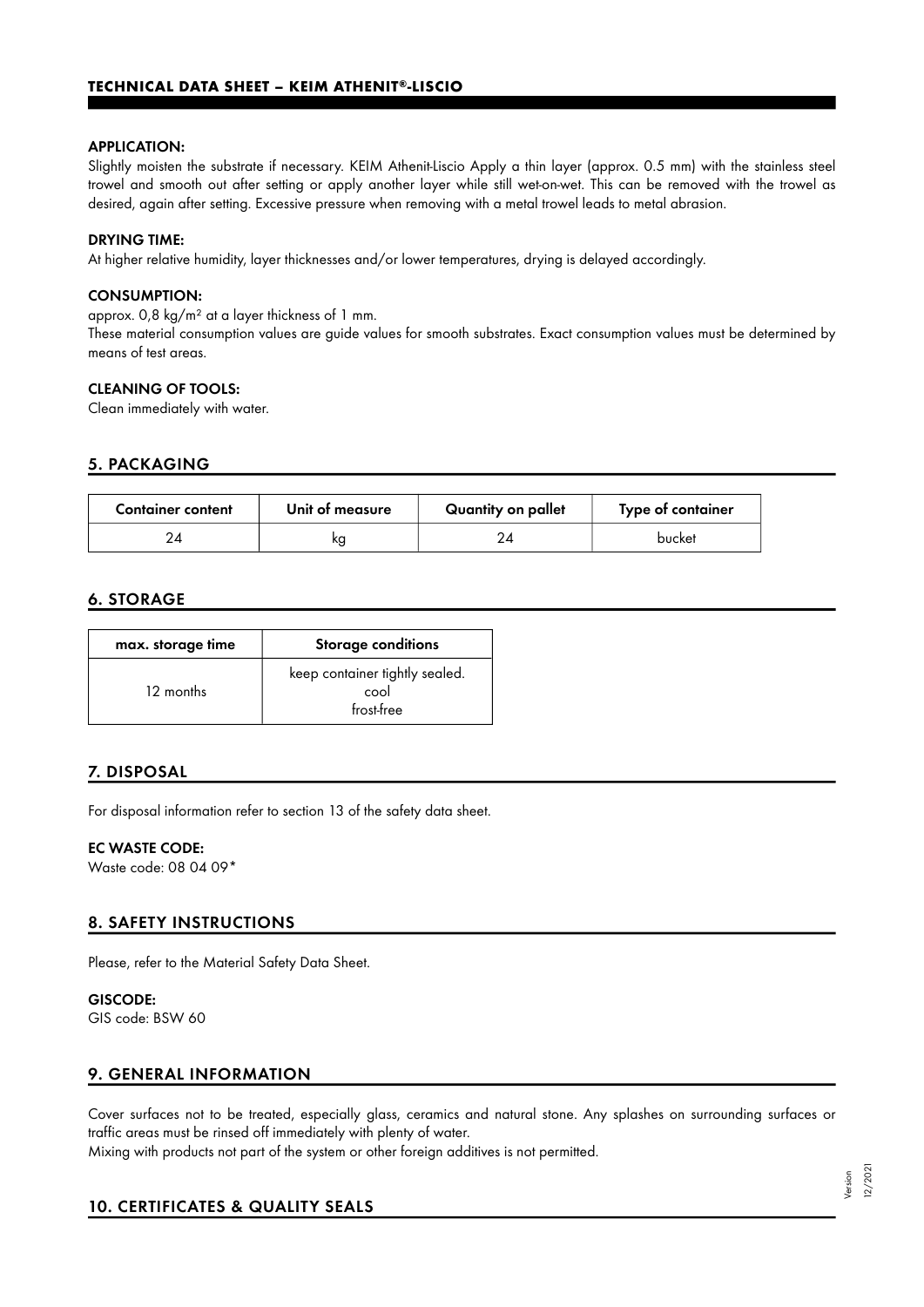#### APPLICATION:

Slightly moisten the substrate if necessary. KEIM Athenit-Liscio Apply a thin layer (approx. 0.5 mm) with the stainless steel trowel and smooth out after setting or apply another layer while still wet-on-wet. This can be removed with the trowel as desired, again after setting. Excessive pressure when removing with a metal trowel leads to metal abrasion.

#### DRYING TIME:

At higher relative humidity, layer thicknesses and/or lower temperatures, drying is delayed accordingly.

#### CONSUMPTION:

approx. 0,8 kg/m² at a layer thickness of 1 mm.

These material consumption values are guide values for smooth substrates. Exact consumption values must be determined by means of test areas.

#### CLEANING OF TOOLS:

Clean immediately with water.

## 5. PACKAGING

| Container content | Unit of measure | Quantity on pallet | Type of container |
|---|---|---|---|
| 24 | kg | 24 | bucket |

## 6. STORAGE

| max. storage time | Storage conditions |
|---|---|
| 12 months | keep container tightly sealed.<br>cool<br>frost-free |

## 7. DISPOSAL

For disposal information refer to section 13 of the safety data sheet.

#### EC WASTE CODE:

Waste code: 08 04 09*

## 8. SAFETY INSTRUCTIONS

Please, refer to the Material Safety Data Sheet.

#### GISCODE:

GIS code: BSW 60

## 9. GENERAL INFORMATION

Cover surfaces not to be treated, especially glass, ceramics and natural stone. Any splashes on surrounding surfaces or traffic areas must be rinsed off immediately with plenty of water.

Mixing with products not part of the system or other foreign additives is not permitted.

## 10. CERTIFICATES & QUALITY SEALS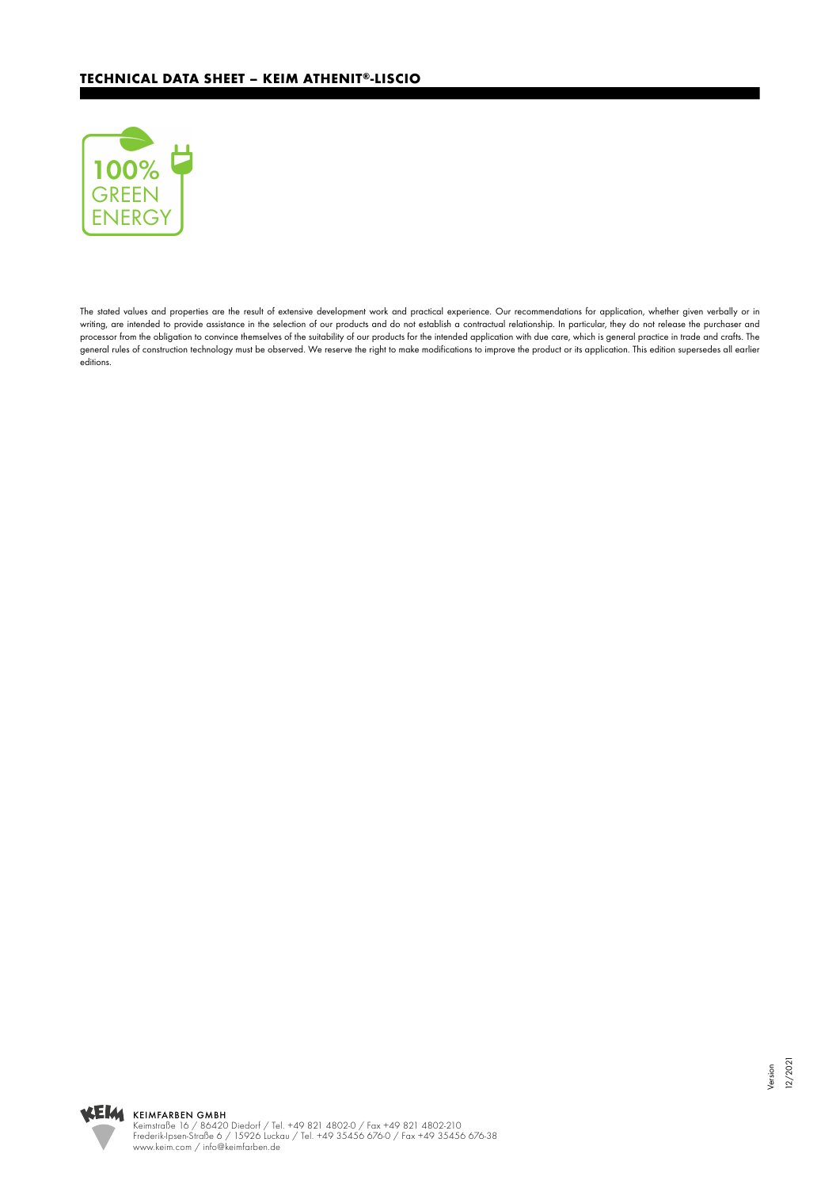100% GREEN ENERGY

The stated values and properties are the result of extensive development work and practical experience. Our recommendations for application, whether given verbally or in writing, are intended to provide assistance in the selection of our products and do not establish a contractual relationship. In particular, they do not release the purchaser and processor from the obligation to convince themselves of the suitability of our products for the intended application with due care, which is general practice in trade and crafts. The general rules of construction technology must be observed. We reserve the right to make modifications to improve the product or its application. This edition supersedes all earlier editions.

KEIMFARBEN GMBH
Keimstraße 16 / 86420 Diedorf / Tel. +49 821 4802-0 / Fax +49 821 4802-210
Frederik-Ipsen-Straße 6 / 15926 Luckau / Tel. +49 35456 676-0 / Fax +49 35456 676-38
www.keim.com / info@keimfarben.de

Version 12/2021